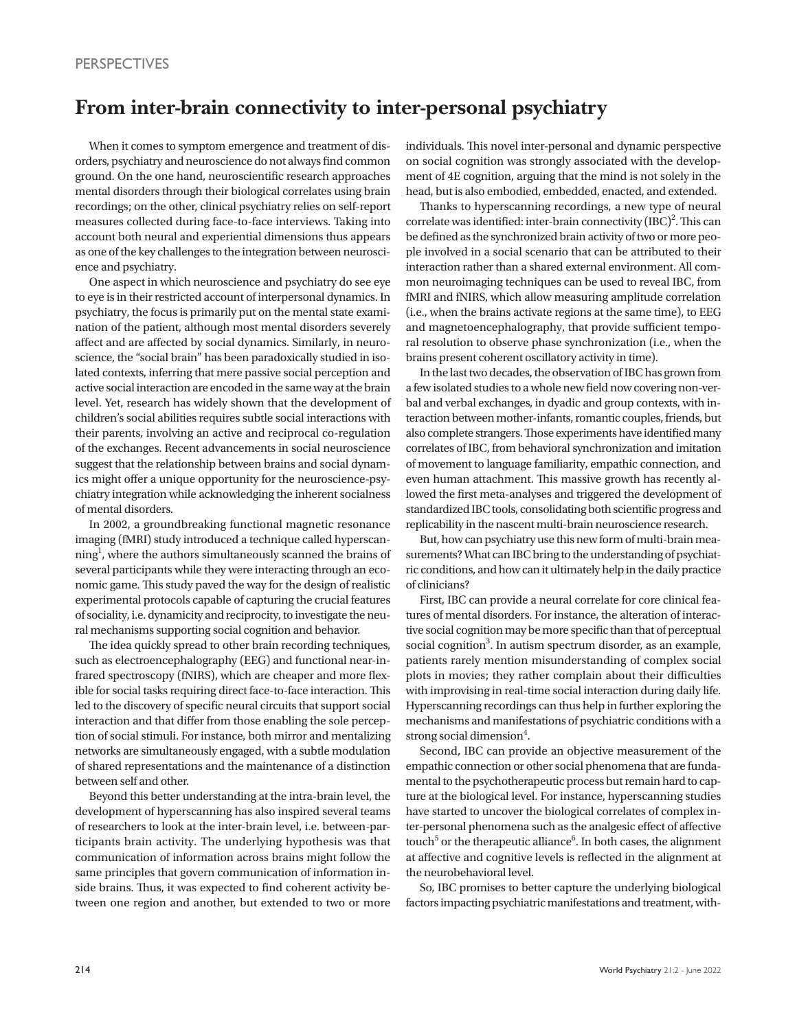# From inter-brain connectivity to inter-personal psychiatry

When it comes to symptom emergence and treatment of disorders, psychiatry and neuroscience do not always find common ground. On the one hand, neuroscientific research approaches mental disorders through their biological correlates using brain recordings; on the other, clinical psychiatry relies on self-report measures collected during face-to-face interviews. Taking into account both neural and experiential dimensions thus appears as one of the key challenges to the integration between neuroscience and psychiatry.

One aspect in which neuroscience and psychiatry do see eye to eye is in their restricted account of interpersonal dynamics. In psychiatry, the focus is primarily put on the mental state examination of the patient, although most mental disorders severely affect and are affected by social dynamics. Similarly, in neuroscience, the "social brain" has been paradoxically studied in isolated contexts, inferring that mere passive social perception and active social interaction are encoded in the same way at the brain level. Yet, research has widely shown that the development of children's social abilities requires subtle social interactions with their parents, involving an active and reciprocal co-regulation of the exchanges. Recent advancements in social neuroscience suggest that the relationship between brains and social dynamics might offer a unique opportunity for the neuroscience-psychiatry integration while acknowledging the inherent socialness of mental disorders.

In 2002, a groundbreaking functional magnetic resonance imaging (fMRI) study introduced a technique called hyperscanning[1], where the authors simultaneously scanned the brains of several participants while they were interacting through an economic game. This study paved the way for the design of realistic experimental protocols capable of capturing the crucial features of sociality, i.e. dynamicity and reciprocity, to investigate the neural mechanisms supporting social cognition and behavior.

The idea quickly spread to other brain recording techniques, such as electroencephalography (EEG) and functional near-infrared spectroscopy (fNIRS), which are cheaper and more flexible for social tasks requiring direct face-to-face interaction. This led to the discovery of specific neural circuits that support social interaction and that differ from those enabling the sole perception of social stimuli. For instance, both mirror and mentalizing networks are simultaneously engaged, with a subtle modulation of shared representations and the maintenance of a distinction between self and other.

Beyond this better understanding at the intra-brain level, the development of hyperscanning has also inspired several teams of researchers to look at the inter-brain level, i.e. between-participants brain activity. The underlying hypothesis was that communication of information across brains might follow the same principles that govern communication of information inside brains. Thus, it was expected to find coherent activity between one region and another, but extended to two or more individuals. This novel inter-personal and dynamic perspective on social cognition was strongly associated with the development of 4E cognition, arguing that the mind is not solely in the head, but is also embodied, embedded, enacted, and extended.

Thanks to hyperscanning recordings, a new type of neural correlate was identified: inter-brain connectivity (IBC)[2]. This can be defined as the synchronized brain activity of two or more people involved in a social scenario that can be attributed to their interaction rather than a shared external environment. All common neuroimaging techniques can be used to reveal IBC, from fMRI and fNIRS, which allow measuring amplitude correlation (i.e., when the brains activate regions at the same time), to EEG and magnetoencephalography, that provide sufficient temporal resolution to observe phase synchronization (i.e., when the brains present coherent oscillatory activity in time).

In the last two decades, the observation of IBC has grown from a few isolated studies to a whole new field now covering non-verbal and verbal exchanges, in dyadic and group contexts, with interaction between mother-infants, romantic couples, friends, but also complete strangers. Those experiments have identified many correlates of IBC, from behavioral synchronization and imitation of movement to language familiarity, empathic connection, and even human attachment. This massive growth has recently allowed the first meta-analyses and triggered the development of standardized IBC tools, consolidating both scientific progress and replicability in the nascent multi-brain neuroscience research.

But, how can psychiatry use this new form of multi-brain measurements? What can IBC bring to the understanding of psychiatric conditions, and how can it ultimately help in the daily practice of clinicians?

First, IBC can provide a neural correlate for core clinical features of mental disorders. For instance, the alteration of interactive social cognition may be more specific than that of perceptual social cognition[3]. In autism spectrum disorder, as an example, patients rarely mention misunderstanding of complex social plots in movies; they rather complain about their difficulties with improvising in real-time social interaction during daily life. Hyperscanning recordings can thus help in further exploring the mechanisms and manifestations of psychiatric conditions with a strong social dimension[4].

Second, IBC can provide an objective measurement of the empathic connection or other social phenomena that are fundamental to the psychotherapeutic process but remain hard to capture at the biological level. For instance, hyperscanning studies have started to uncover the biological correlates of complex inter-personal phenomena such as the analgesic effect of affective touch[5] or the therapeutic alliance[6]. In both cases, the alignment at affective and cognitive levels is reflected in the alignment at the neurobehavioral level.

So, IBC promises to better capture the underlying biological factors impacting psychiatric manifestations and treatment, with-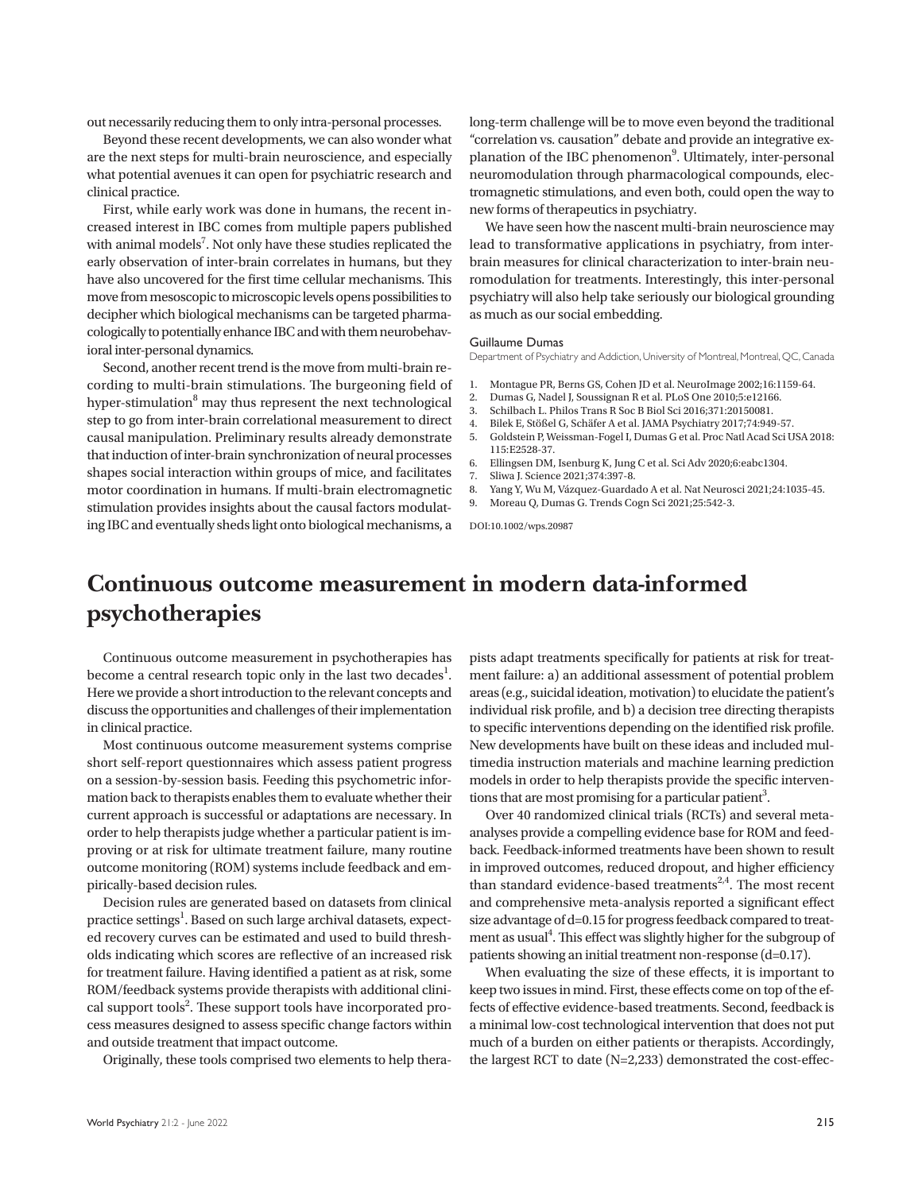out necessarily reducing them to only intra-personal processes.

Beyond these recent developments, we can also wonder what are the next steps for multi-brain neuroscience, and especially what potential avenues it can open for psychiatric research and clinical practice.

First, while early work was done in humans, the recent increased interest in IBC comes from multiple papers published with animal models[7]. Not only have these studies replicated the early observation of inter-brain correlates in humans, but they have also uncovered for the first time cellular mechanisms. This move from mesoscopic to microscopic levels opens possibilities to decipher which biological mechanisms can be targeted pharmacologically to potentially enhance IBC and with them neurobehavioral inter-personal dynamics.

Second, another recent trend is the move from multi-brain recording to multi-brain stimulations. The burgeoning field of hyper-stimulation[8] may thus represent the next technological step to go from inter-brain correlational measurement to direct causal manipulation. Preliminary results already demonstrate that induction of inter-brain synchronization of neural processes shapes social interaction within groups of mice, and facilitates motor coordination in humans. If multi-brain electromagnetic stimulation provides insights about the causal factors modulating IBC and eventually sheds light onto biological mechanisms, a long-term challenge will be to move even beyond the traditional "correlation vs. causation" debate and provide an integrative explanation of the IBC phenomenon[9]. Ultimately, inter-personal neuromodulation through pharmacological compounds, electromagnetic stimulations, and even both, could open the way to new forms of therapeutics in psychiatry.

We have seen how the nascent multi-brain neuroscience may lead to transformative applications in psychiatry, from inter-brain measures for clinical characterization to inter-brain neuromodulation for treatments. Interestingly, this inter-personal psychiatry will also help take seriously our biological grounding as much as our social embedding.

Guillaume Dumas
Department of Psychiatry and Addiction, University of Montreal, Montreal, QC, Canada

1. Montague PR, Berns GS, Cohen JD et al. NeuroImage 2002;16:1159-64.
2. Dumas G, Nadel J, Soussignan R et al. PLoS One 2010;5:e12166.
3. Schilbach L. Philos Trans R Soc B Biol Sci 2016;371:20150081.
4. Bilek E, Stößel G, Schäfer A et al. JAMA Psychiatry 2017;74:949-57.
5. Goldstein P, Weissman-Fogel I, Dumas G et al. Proc Natl Acad Sci USA 2018: 115:E2528-37.
6. Ellingsen DM, Isenburg K, Jung C et al. Sci Adv 2020;6:eabc1304.
7. Sliwa J. Science 2021;374:397-8.
8. Yang Y, Wu M, Vázquez-Guardado A et al. Nat Neurosci 2021;24:1035-45.
9. Moreau Q, Dumas G. Trends Cogn Sci 2021;25:542-3.

DOI:10.1002/wps.20987

# Continuous outcome measurement in modern data-informed psychotherapies

Continuous outcome measurement in psychotherapies has become a central research topic only in the last two decades[1]. Here we provide a short introduction to the relevant concepts and discuss the opportunities and challenges of their implementation in clinical practice.

Most continuous outcome measurement systems comprise short self-report questionnaires which assess patient progress on a session-by-session basis. Feeding this psychometric information back to therapists enables them to evaluate whether their current approach is successful or adaptations are necessary. In order to help therapists judge whether a particular patient is improving or at risk for ultimate treatment failure, many routine outcome monitoring (ROM) systems include feedback and empirically-based decision rules.

Decision rules are generated based on datasets from clinical practice settings[1]. Based on such large archival datasets, expected recovery curves can be estimated and used to build thresholds indicating which scores are reflective of an increased risk for treatment failure. Having identified a patient as at risk, some ROM/feedback systems provide therapists with additional clinical support tools[2]. These support tools have incorporated process measures designed to assess specific change factors within and outside treatment that impact outcome.

Originally, these tools comprised two elements to help therapists adapt treatments specifically for patients at risk for treatment failure: a) an additional assessment of potential problem areas (e.g., suicidal ideation, motivation) to elucidate the patient's individual risk profile, and b) a decision tree directing therapists to specific interventions depending on the identified risk profile. New developments have built on these ideas and included multimedia instruction materials and machine learning prediction models in order to help therapists provide the specific interventions that are most promising for a particular patient[3].

Over 40 randomized clinical trials (RCTs) and several meta-analyses provide a compelling evidence base for ROM and feedback. Feedback-informed treatments have been shown to result in improved outcomes, reduced dropout, and higher efficiency than standard evidence-based treatments[2,4]. The most recent and comprehensive meta-analysis reported a significant effect size advantage of d=0.15 for progress feedback compared to treatment as usual[4]. This effect was slightly higher for the subgroup of patients showing an initial treatment non-response (d=0.17).

When evaluating the size of these effects, it is important to keep two issues in mind. First, these effects come on top of the effects of effective evidence-based treatments. Second, feedback is a minimal low-cost technological intervention that does not put much of a burden on either patients or therapists. Accordingly, the largest RCT to date (N=2,233) demonstrated the cost-effec-